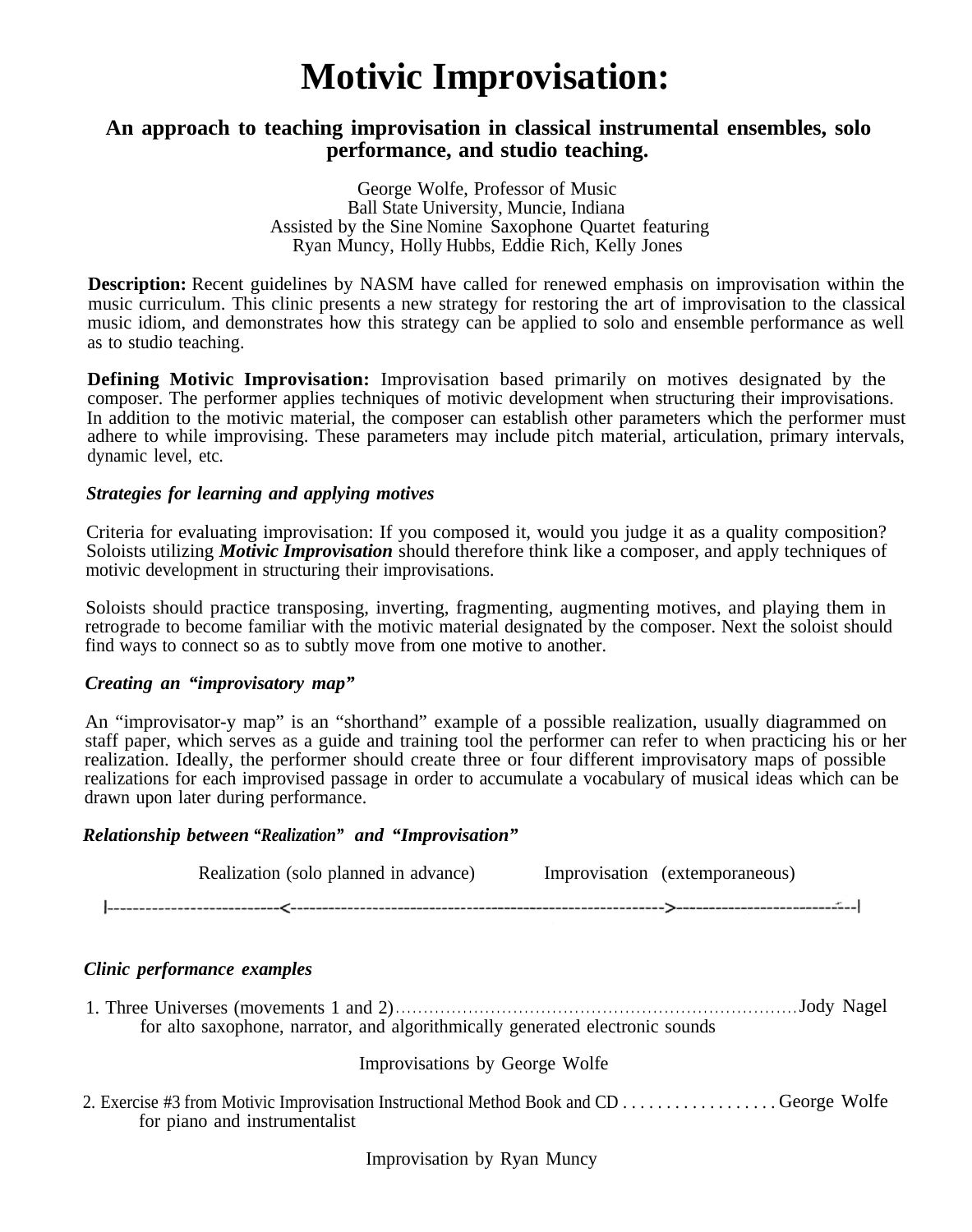# Motivic Improvisation:

## An approach to teaching improvisation in classical instrumental ensembles, solo performance, and studio teaching.

George Wolfe, Professor of Music
Ball State University, Muncie, Indiana
Assisted by the Sine Nomine Saxophone Quartet featuring
Ryan Muncy, Holly Hubbs, Eddie Rich, Kelly Jones

**Description:** Recent guidelines by NASM have called for renewed emphasis on improvisation within the music curriculum. This clinic presents a new strategy for restoring the art of improvisation to the classical music idiom, and demonstrates how this strategy can be applied to solo and ensemble performance as well as to studio teaching.

**Defining Motivic Improvisation:** Improvisation based primarily on motives designated by the composer. The performer applies techniques of motivic development when structuring their improvisations. In addition to the motivic material, the composer can establish other parameters which the performer must adhere to while improvising. These parameters may include pitch material, articulation, primary intervals, dynamic level, etc.

***Strategies for learning and applying motives***

Criteria for evaluating improvisation: If you composed it, would you judge it as a quality composition? Soloists utilizing ***Motivic Improvisation*** should therefore think like a composer, and apply techniques of motivic development in structuring their improvisations.

Soloists should practice transposing, inverting, fragmenting, augmenting motives, and playing them in retrograde to become familiar with the motivic material designated by the composer. Next the soloist should find ways to connect so as to subtly move from one motive to another.

***Creating an "improvisatory map"***

An "improvisator-y map" is an "shorthand" example of a possible realization, usually diagrammed on staff paper, which serves as a guide and training tool the performer can refer to when practicing his or her realization. Ideally, the performer should create three or four different improvisatory maps of possible realizations for each improvised passage in order to accumulate a vocabulary of musical ideas which can be drawn upon later during performance.

***Relationship between "Realization" and "Improvisation"***

Realization (solo planned in advance) Improvisation (extemporaneous)

|---------------------------<---------------------------------------------------------->---------------------------|

***Clinic performance examples***

1. Three Universes (movements 1 and 2)....................................................................Jody Nagel
   for alto saxophone, narrator, and algorithmically generated electronic sounds

   Improvisations by George Wolfe

2. Exercise #3 from Motivic Improvisation Instructional Method Book and CD . . . . . . . . . . . . . . . . . . George Wolfe
   for piano and instrumentalist

   Improvisation by Ryan Muncy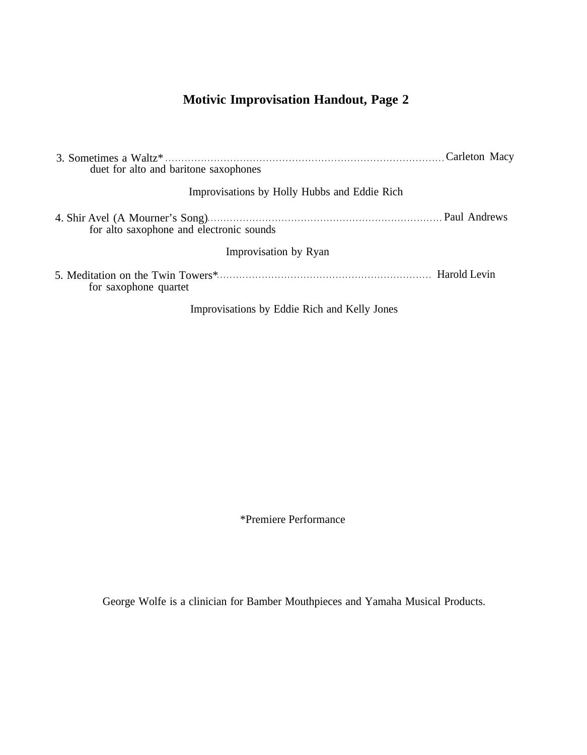# Motivic Improvisation Handout, Page 2

3. Sometimes a Waltz*........................................................................................ Carleton Macy
duet for alto and baritone saxophones

Improvisations by Holly Hubbs and Eddie Rich

4. Shir Avel (A Mourner's Song)........................................................................ Paul Andrews
for alto saxophone and electronic sounds

Improvisation by Ryan

5. Meditation on the Twin Towers*.................................................................. Harold Levin
for saxophone quartet

Improvisations by Eddie Rich and Kelly Jones

*Premiere Performance

George Wolfe is a clinician for Bamber Mouthpieces and Yamaha Musical Products.